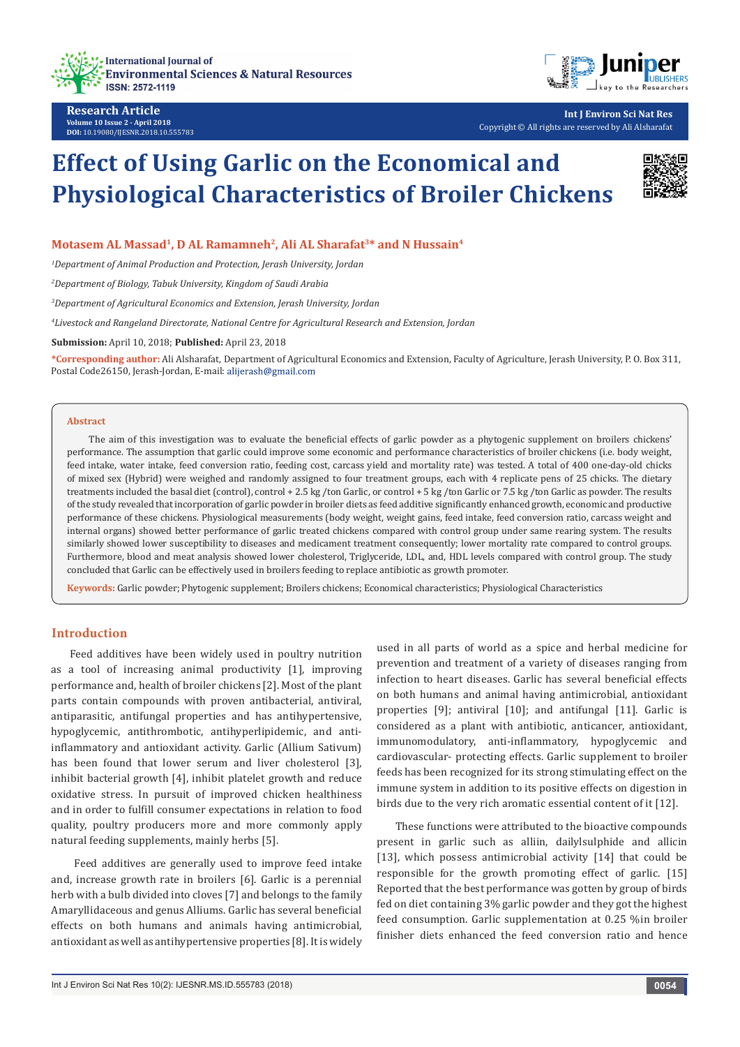Research Article

Volume 10 Issue 2 - April 2018

DOI: 10.19080/IJESNR.2018.10.555783

# Effect of Using Garlic on the Economical and Physiological Characteristics of Broiler Chickens

**Motasem AL Massad[1], D AL Ramamneh[2], Ali AL Sharafat[3]\* and N Hussain[4]**

*[1]Department of Animal Production and Protection, Jerash University, Jordan*

*[2]Department of Biology, Tabuk University, Kingdom of Saudi Arabia*

*[3]Department of Agricultural Economics and Extension, Jerash University, Jordan*

*[4]Livestock and Rangeland Directorate, National Centre for Agricultural Research and Extension, Jordan*

**Submission:** April 10, 2018; **Published:** April 23, 2018

**\*Corresponding author:** Ali Alsharafat, Department of Agricultural Economics and Extension, Faculty of Agriculture, Jerash University, P. O. Box 311, Postal Code26150, Jerash-Jordan, E-mail: alijerash@gmail.com

## Abstract

The aim of this investigation was to evaluate the beneficial effects of garlic powder as a phytogenic supplement on broilers chickens' performance. The assumption that garlic could improve some economic and performance characteristics of broiler chickens (i.e. body weight, feed intake, water intake, feed conversion ratio, feeding cost, carcass yield and mortality rate) was tested. A total of 400 one-day-old chicks of mixed sex (Hybrid) were weighed and randomly assigned to four treatment groups, each with 4 replicate pens of 25 chicks. The dietary treatments included the basal diet (control), control + 2.5 kg /ton Garlic, or control + 5 kg /ton Garlic or 7.5 kg /ton Garlic as powder. The results of the study revealed that incorporation of garlic powder in broiler diets as feed additive significantly enhanced growth, economic and productive performance of these chickens. Physiological measurements (body weight, weight gains, feed intake, feed conversion ratio, carcass weight and internal organs) showed better performance of garlic treated chickens compared with control group under same rearing system. The results similarly showed lower susceptibility to diseases and medicament treatment consequently; lower mortality rate compared to control groups. Furthermore, blood and meat analysis showed lower cholesterol, Triglyceride, LDL, and, HDL levels compared with control group. The study concluded that Garlic can be effectively used in broilers feeding to replace antibiotic as growth promoter.

**Keywords:** Garlic powder; Phytogenic supplement; Broilers chickens; Economical characteristics; Physiological Characteristics

## Introduction

Feed additives have been widely used in poultry nutrition as a tool of increasing animal productivity [1], improving performance and, health of broiler chickens [2]. Most of the plant parts contain compounds with proven antibacterial, antiviral, antiparasitic, antifungal properties and has antihypertensive, hypoglycemic, antithrombotic, antihyperlipidemic, and anti-inflammatory and antioxidant activity. Garlic (Allium Sativum) has been found that lower serum and liver cholesterol [3], inhibit bacterial growth [4], inhibit platelet growth and reduce oxidative stress. In pursuit of improved chicken healthiness and in order to fulfill consumer expectations in relation to food quality, poultry producers more and more commonly apply natural feeding supplements, mainly herbs [5].

Feed additives are generally used to improve feed intake and, increase growth rate in broilers [6]. Garlic is a perennial herb with a bulb divided into cloves [7] and belongs to the family Amaryllidaceous and genus Alliums. Garlic has several beneficial effects on both humans and animals having antimicrobial, antioxidant as well as antihypertensive properties [8]. It is widely used in all parts of world as a spice and herbal medicine for prevention and treatment of a variety of diseases ranging from infection to heart diseases. Garlic has several beneficial effects on both humans and animal having antimicrobial, antioxidant properties [9]; antiviral [10]; and antifungal [11]. Garlic is considered as a plant with antibiotic, anticancer, antioxidant, immunomodulatory, anti-inflammatory, hypoglycemic and cardiovascular- protecting effects. Garlic supplement to broiler feeds has been recognized for its strong stimulating effect on the immune system in addition to its positive effects on digestion in birds due to the very rich aromatic essential content of it [12].

These functions were attributed to the bioactive compounds present in garlic such as alliin, dailylsulphide and allicin [13], which possess antimicrobial activity [14] that could be responsible for the growth promoting effect of garlic. [15] Reported that the best performance was gotten by group of birds fed on diet containing 3% garlic powder and they got the highest feed consumption. Garlic supplementation at 0.25 %in broiler finisher diets enhanced the feed conversion ratio and hence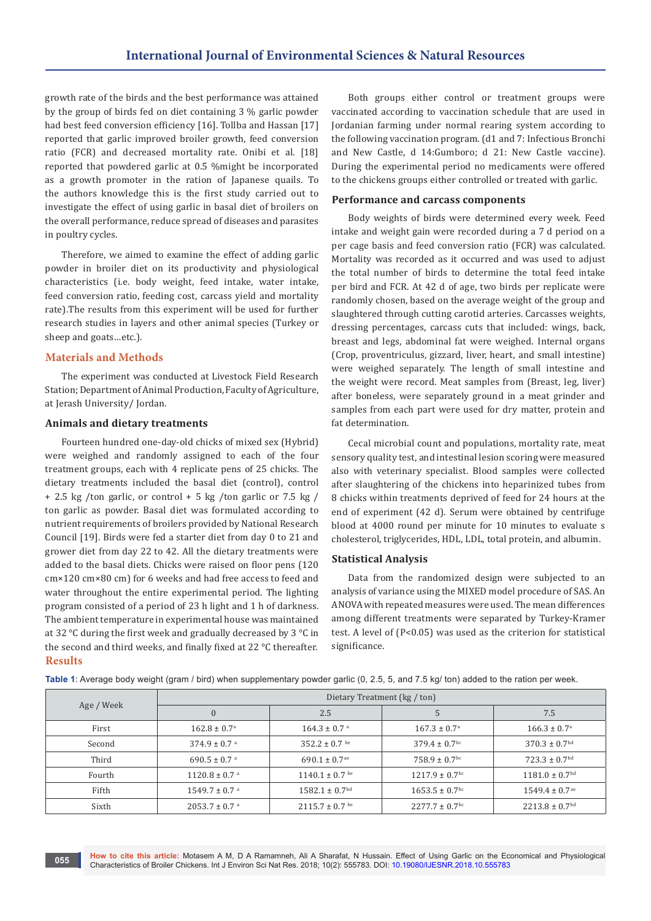growth rate of the birds and the best performance was attained by the group of birds fed on diet containing 3 % garlic powder had best feed conversion efficiency [16]. Tollba and Hassan [17] reported that garlic improved broiler growth, feed conversion ratio (FCR) and decreased mortality rate. Onibi et al. [18] reported that powdered garlic at 0.5 %might be incorporated as a growth promoter in the ration of Japanese quails. To the authors knowledge this is the first study carried out to investigate the effect of using garlic in basal diet of broilers on the overall performance, reduce spread of diseases and parasites in poultry cycles.

Therefore, we aimed to examine the effect of adding garlic powder in broiler diet on its productivity and physiological characteristics (i.e. body weight, feed intake, water intake, feed conversion ratio, feeding cost, carcass yield and mortality rate).The results from this experiment will be used for further research studies in layers and other animal species (Turkey or sheep and goats…etc.).

## Materials and Methods

The experiment was conducted at Livestock Field Research Station; Department of Animal Production, Faculty of Agriculture, at Jerash University/ Jordan.

### Animals and dietary treatments

Fourteen hundred one-day-old chicks of mixed sex (Hybrid) were weighed and randomly assigned to each of the four treatment groups, each with 4 replicate pens of 25 chicks. The dietary treatments included the basal diet (control), control + 2.5 kg /ton garlic, or control + 5 kg /ton garlic or 7.5 kg / ton garlic as powder. Basal diet was formulated according to nutrient requirements of broilers provided by National Research Council [19]. Birds were fed a starter diet from day 0 to 21 and grower diet from day 22 to 42. All the dietary treatments were added to the basal diets. Chicks were raised on floor pens (120 cm×120 cm×80 cm) for 6 weeks and had free access to feed and water throughout the entire experimental period. The lighting program consisted of a period of 23 h light and 1 h of darkness. The ambient temperature in experimental house was maintained at 32 °C during the first week and gradually decreased by 3 °C in the second and third weeks, and finally fixed at 22 °C thereafter.

Both groups either control or treatment groups were vaccinated according to vaccination schedule that are used in Jordanian farming under normal rearing system according to the following vaccination program. (d1 and 7: Infectious Bronchi and New Castle, d 14:Gumboro; d 21: New Castle vaccine). During the experimental period no medicaments were offered to the chickens groups either controlled or treated with garlic.

### Performance and carcass components

Body weights of birds were determined every week. Feed intake and weight gain were recorded during a 7 d period on a per cage basis and feed conversion ratio (FCR) was calculated. Mortality was recorded as it occurred and was used to adjust the total number of birds to determine the total feed intake per bird and FCR. At 42 d of age, two birds per replicate were randomly chosen, based on the average weight of the group and slaughtered through cutting carotid arteries. Carcasses weights, dressing percentages, carcass cuts that included: wings, back, breast and legs, abdominal fat were weighed. Internal organs (Crop, proventriculus, gizzard, liver, heart, and small intestine) were weighed separately. The length of small intestine and the weight were record. Meat samples from (Breast, leg, liver) after boneless, were separately ground in a meat grinder and samples from each part were used for dry matter, protein and fat determination.

Cecal microbial count and populations, mortality rate, meat sensory quality test, and intestinal lesion scoring were measured also with veterinary specialist. Blood samples were collected after slaughtering of the chickens into heparinized tubes from 8 chicks within treatments deprived of feed for 24 hours at the end of experiment (42 d). Serum were obtained by centrifuge blood at 4000 round per minute for 10 minutes to evaluate s cholesterol, triglycerides, HDL, LDL, total protein, and albumin.

### Statistical Analysis

Data from the randomized design were subjected to an analysis of variance using the MIXED model procedure of SAS. An ANOVA with repeated measures were used. The mean differences among different treatments were separated by Turkey-Kramer test. A level of ($P<0.05$) was used as the criterion for statistical significance.

## Results

**Table 1**: Average body weight (gram / bird) when supplementary powder garlic (0, 2.5, 5, and 7.5 kg/ ton) added to the ration per week.

| Age / Week | Dietary Treatment (kg / ton) | | | |
|---|---|---|---|---|
| | 0 | 2.5 | 5 | 7.5 |
| First | 162.8 ± 0.7[a] | 164.3 ± 0.7 [a] | 167.3 ± 0.7[a] | 166.3 ± 0.7[a] |
| Second | 374.9 ± 0.7 [a] | 352.2 ± 0.7 [be] | 379.4 ± 0.7[bc] | 370.3 ± 0.7[bd] |
| Third | 690.5 ± 0.7 [a] | 690.1 ± 0.7[ae] | 758.9 ± 0.7[bc] | 723.3 ± 0.7[bd] |
| Fourth | 1120.8 ± 0.7 [a] | 1140.1 ± 0.7 [be] | 1217.9 ± 0.7[bc] | 1181.0 ± 0.7[bd] |
| Fifth | 1549.7 ± 0.7 [a] | 1582.1 ± 0.7[bd] | 1653.5 ± 0.7[bc] | 1549.4 ± 0.7[ae] |
| Sixth | 2053.7 ± 0.7 [a] | 2115.7 ± 0.7 [be] | 2277.7 ± 0.7[bc] | 2213.8 ± 0.7[bd] |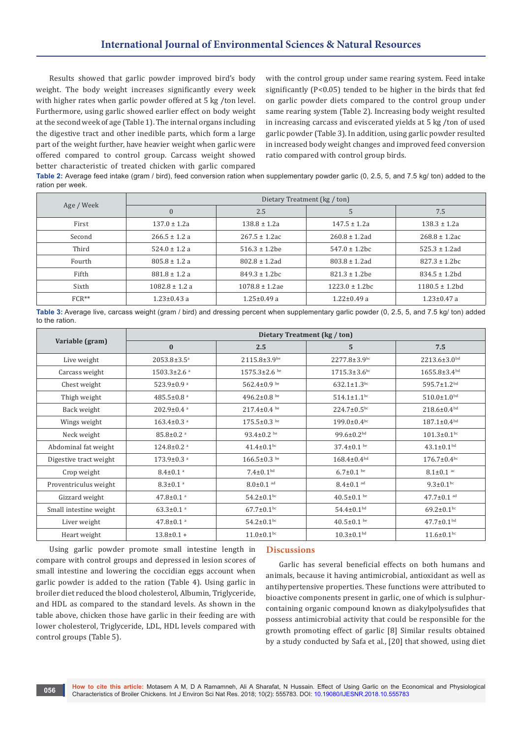Results showed that garlic powder improved bird's body weight. The body weight increases significantly every week with higher rates when garlic powder offered at 5 kg /ton level. Furthermore, using garlic showed earlier effect on body weight at the second week of age (Table 1). The internal organs including the digestive tract and other inedible parts, which form a large part of the weight further, have heavier weight when garlic were offered compared to control group. Carcass weight showed better characteristic of treated chicken with garlic compared with the control group under same rearing system. Feed intake significantly (P<0.05) tended to be higher in the birds that fed on garlic powder diets compared to the control group under same rearing system (Table 2). Increasing body weight resulted in increasing carcass and eviscerated yields at 5 kg /ton of used garlic powder (Table 3). In addition, using garlic powder resulted in increased body weight changes and improved feed conversion ratio compared with control group birds.

**Table 2:** Average feed intake (gram / bird), feed conversion ration when supplementary powder garlic (0, 2.5, 5, and 7.5 kg/ ton) added to the ration per week.

| Age / Week | Dietary Treatment (kg / ton) | | | |
|---|---|---|---|---|
| | 0 | 2.5 | 5 | 7.5 |
| First | 137.0 ± 1.2a | 138.8 ± 1.2a | 147.5 ± 1.2a | 138.3 ± 1.2a |
| Second | 266.5 ± 1.2 a | 267.5 ± 1.2ac | 260.8 ± 1.2ad | 268.8 ± 1.2ac |
| Third | 524.0 ± 1.2 a | 516.3 ± 1.2be | 547.0 ± 1.2bc | 525.3 ± 1.2ad |
| Fourth | 805.8 ± 1.2 a | 802.8 ± 1.2ad | 803.8 ± 1.2ad | 827.3 ± 1.2bc |
| Fifth | 881.8 ± 1.2 a | 849.3 ± 1.2bc | 821.3 ± 1.2be | 834.5 ± 1.2bd |
| Sixth | 1082.8 ± 1.2 a | 1078.8 ± 1.2ae | 1223.0 ± 1.2bc | 1180.5 ± 1.2bd |
| FCR** | 1.23±0.43 a | 1.25±0.49 a | 1.22±0.49 a | 1.23±0.47 a |

**Table 3:** Average live, carcass weight (gram / bird) and dressing percent when supplementary garlic powder (0, 2.5, 5, and 7.5 kg/ ton) added to the ration.

| **Variable (gram)** | **Dietary Treatment (kg / ton)** | | | |
|---|---|---|---|---|
| | **0** | **2.5** | **5** | **7.5** |
| Live weight | 2053.8±3.5[a] | 2115.8±3.9[be] | 2277.8±3.9[bc] | 2213.6±3.0[bd] |
| Carcass weight | 1503.3±2.6 [a] | 1575.3±2.6 [be] | 1715.3±3.6[bc] | 1655.8±3.4[bd] |
| Chest weight | 523.9±0.9 [a] | 562.4±0.9 [be] | 632.1±1.3[bc] | 595.7±1.2[bd] |
| Thigh weight | 485.5±0.8 [a] | 496.2±0.8 [be] | 514.1±1.1[bc] | 510.0±1.0[bd] |
| Back weight | 202.9±0.4 [a] | 217.4±0.4 [be] | 224.7±0.5[bc] | 218.6±0.4[bd] |
| Wings weight | 163.4±0.3 [a] | 175.5±0.3 [be] | 199.0±0.4[bc] | 187.1±0.4[bd] |
| Neck weight | 85.8±0.2 [a] | 93.4±0.2 [be] | 99.6±0.2[bd] | 101.3±0.1[bc] |
| Abdominal fat weight | 124.8±0.2 [a] | 41.4±0.1[bc] | 37.4±0.1 [be] | 43.1±0.1[bd] |
| Digestive tract weight | 173.9±0.3 [a] | 166.5±0.3 [be] | 168.4±0.4[bd] | 176.7±0.4[bc] |
| Crop weight | 8.4±0.1 [a] | 7.4±0.1[bd] | 6.7±0.1 [be] | 8.1±0.1 [ac] |
| Proventriculus weight | 8.3±0.1 [a] | 8.0±0.1 [ad] | 8.4±0.1 [ad] | 9.3±0.1[bc] |
| Gizzard weight | 47.8±0.1 [a] | 54.2±0.1[bc] | 40.5±0.1 [be] | 47.7±0.1 [ad] |
| Small intestine weight | 63.3±0.1 [a] | 67.7±0.1[bc] | 54.4±0.1[bd] | 69.2±0.1[bc] |
| Liver weight | 47.8±0.1 [a] | 54.2±0.1[bc] | 40.5±0.1 [be] | 47.7±0.1[bd] |
| Heart weight | 13.8±0.1 + | 11.0±0.1[bc] | 10.3±0.1[bd] | 11.6±0.1[bc] |

Using garlic powder promote small intestine length in compare with control groups and depressed in lesion scores of small intestine and lowering the coccidian eggs account when garlic powder is added to the ration (Table 4). Using garlic in broiler diet reduced the blood cholesterol, Albumin, Triglyceride, and HDL as compared to the standard levels. As shown in the table above, chicken those have garlic in their feeding are with lower cholesterol, Triglyceride, LDL, HDL levels compared with control groups (Table 5).

## Discussions

Garlic has several beneficial effects on both humans and animals, because it having antimicrobial, antioxidant as well as antihypertensive properties. These functions were attributed to bioactive components present in garlic, one of which is sulphur-containing organic compound known as diakylpolysufides that possess antimicrobial activity that could be responsible for the growth promoting effect of garlic [8] Similar results obtained by a study conducted by Safa et al., [20] that showed, using diet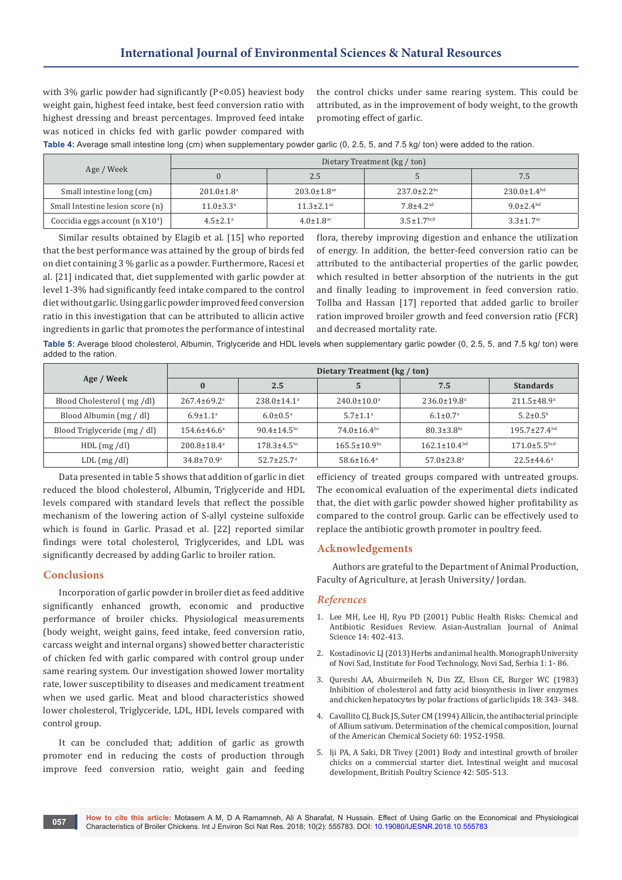with 3% garlic powder had significantly (P<0.05) heaviest body weight gain, highest feed intake, best feed conversion ratio with highest dressing and breast percentages. Improved feed intake was noticed in chicks fed with garlic powder compared with the control chicks under same rearing system. This could be attributed, as in the improvement of body weight, to the growth promoting effect of garlic.

**Table 4:** Average small intestine long (cm) when supplementary powder garlic (0, 2.5, 5, and 7.5 kg/ ton) were added to the ration.

| Age / Week | Dietary Treatment (kg / ton) | | | |
|---|---|---|---|---|
| | 0 | 2.5 | 5 | 7.5 |
| Small intestine long (cm) | 201.0±1.8[a] | 203.0±1.8[ae] | 237.0±2.2[bc] | 230.0±1.4[bd] |
| Small Intestine lesion score (n) | 11.0±3.3[a] | 11.3±2.1[ac] | 7.8±4.2[ad] | 9.0±2.4[bd] |
| Coccidia eggs account (n X10[4]) | 4.5±2.1[a] | 4.0±1.8[ac] | 3.5±1.7[bcd] | 3.3±1.7[ac] |

Similar results obtained by Elagib et al. [15] who reported that the best performance was attained by the group of birds fed on diet containing 3 % garlic as a powder. Furthermore, Racesi et al. [21] indicated that, diet supplemented with garlic powder at level 1-3% had significantly feed intake compared to the control diet without garlic. Using garlic powder improved feed conversion ratio in this investigation that can be attributed to allicin active ingredients in garlic that promotes the performance of intestinal flora, thereby improving digestion and enhance the utilization of energy. In addition, the better-feed conversion ratio can be attributed to the antibacterial properties of the garlic powder, which resulted in better absorption of the nutrients in the gut and finally leading to improvement in feed conversion ratio. Tollba and Hassan [17] reported that added garlic to broiler ration improved broiler growth and feed conversion ratio (FCR) and decreased mortality rate.

**Table 5:** Average blood cholesterol, Albumin, Triglyceride and HDL levels when supplementary garlic powder (0, 2.5, 5, and 7.5 kg/ ton) were added to the ration.

| Age / Week | Dietary Treatment (kg / ton) | | | | |
|---|---|---|---|---|---|
| | 0 | 2.5 | 5 | 7.5 | Standards |
| Blood Cholesterol ( mg /dl) | 267.4±69.2[a] | 238.0±14.1[a] | 240.0±10.0[a] | 236.0±19.8[a] | 211.5±48.9[a] |
| Blood Albumin (mg / dl) | 6.9±1.1[a] | 6.0±0.5[a] | 5.7±1.1[a] | 6.1±0.7[a] | 5.2±0.5[b] |
| Blood Triglyceride (mg / dl) | 154.6±46.6[a] | 90.4±14.5[bc] | 74.0±16.4[bc] | 80.3±3.8[bc] | 195.7±27.4[bd] |
| HDL (mg /dl) | 200.8±18.4[a] | 178.3±4.5[bc] | 165.5±10.9[bc] | 162.1±10.4[bd] | 171.0±5.5[bcd] |
| LDL (mg /dl) | 34.8±70.9[a] | 52.7±25.7[a] | 58.6±16.4[a] | 57.0±23.8[a] | 22.5±44.6[a] |

Data presented in table 5 shows that addition of garlic in diet reduced the blood cholesterol, Albumin, Triglyceride and HDL levels compared with standard levels that reflect the possible mechanism of the lowering action of S-allyl cysteine sulfoxide which is found in Garlic. Prasad et al. [22] reported similar findings were total cholesterol, Triglycerides, and LDL was significantly decreased by adding Garlic to broiler ration.

## Conclusions

Incorporation of garlic powder in broiler diet as feed additive significantly enhanced growth, economic and productive performance of broiler chicks. Physiological measurements (body weight, weight gains, feed intake, feed conversion ratio, carcass weight and internal organs) showed better characteristic of chicken fed with garlic compared with control group under same rearing system. Our investigation showed lower mortality rate, lower susceptibility to diseases and medicament treatment when we used garlic. Meat and blood characteristics showed lower cholesterol, Triglyceride, LDL, HDL levels compared with control group.

It can be concluded that; addition of garlic as growth promoter end in reducing the costs of production through improve feed conversion ratio, weight gain and feeding efficiency of treated groups compared with untreated groups. The economical evaluation of the experimental diets indicated that, the diet with garlic powder showed higher profitability as compared to the control group. Garlic can be effectively used to replace the antibiotic growth promoter in poultry feed.

## Acknowledgements

Authors are grateful to the Department of Animal Production, Faculty of Agriculture, at Jerash University/ Jordan.

## *References*

1. Lee MH, Lee HJ, Ryu PD (2001) Public Health Risks: Chemical and Antibiotic Residues Review. Asian-Australian Journal of Animal Science 14: 402-413.
2. Kostadinovic LJ (2013) Herbs and animal health. Monograph University of Novi Sad, Institute for Food Technology, Novi Sad, Serbia 1: 1- 86.
3. Qureshi AA, Abuirmeileh N, Din ZZ, Elson CE, Burger WC (1983) Inhibition of cholesterol and fatty acid biosynthesis in liver enzymes and chicken hepatocytes by polar fractions of garlic lipids 18: 343- 348.
4. Cavallito CJ, Buck JS, Suter CM (1994) Allicin, the antibacterial principle of Allium sativum. Determination of the chemical composition, Journal of the American Chemical Society 60: 1952-1958.
5. Iji PA, A Saki, DR Tivey (2001) Body and intestinal growth of broiler chicks on a commercial starter diet. Intestinal weight and mucosal development, British Poultry Science 42: 505-513.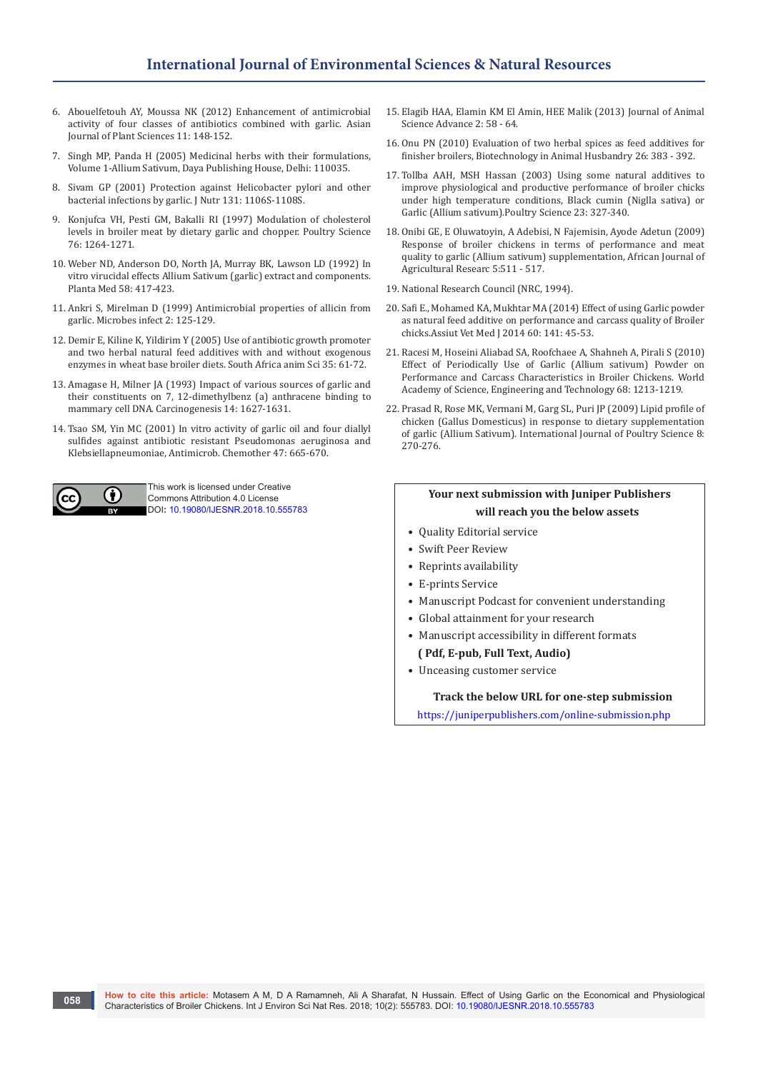6. Abouelfetouh AY, Moussa NK (2012) Enhancement of antimicrobial activity of four classes of antibiotics combined with garlic. Asian Journal of Plant Sciences 11: 148-152.
7. Singh MP, Panda H (2005) Medicinal herbs with their formulations, Volume 1-Allium Sativum, Daya Publishing House, Delhi: 110035.
8. Sivam GP (2001) Protection against Helicobacter pylori and other bacterial infections by garlic. J Nutr 131: 1106S-1108S.
9. Konjufca VH, Pesti GM, Bakalli RI (1997) Modulation of cholesterol levels in broiler meat by dietary garlic and chopper. Poultry Science 76: 1264-1271.
10. Weber ND, Anderson DO, North JA, Murray BK, Lawson LD (1992) In vitro virucidal effects Allium Sativum (garlic) extract and components. Planta Med 58: 417-423.
11. Ankri S, Mirelman D (1999) Antimicrobial properties of allicin from garlic. Microbes infect 2: 125-129.
12. Demir E, Kiline K, Yildirim Y (2005) Use of antibiotic growth promoter and two herbal natural feed additives with and without exogenous enzymes in wheat base broiler diets. South Africa anim Sci 35: 61-72.
13. Amagase H, Milner JA (1993) Impact of various sources of garlic and their constituents on 7, 12-dimethylbenz (a) anthracene binding to mammary cell DNA. Carcinogenesis 14: 1627-1631.
14. Tsao SM, Yin MC (2001) In vitro activity of garlic oil and four diallyl sulfides against antibiotic resistant Pseudomonas aeruginosa and Klebsiellapneumoniae, Antimicrob. Chemother 47: 665-670.
15. Elagib HAA, Elamin KM El Amin, HEE Malik (2013) Journal of Animal Science Advance 2: 58 - 64.
16. Onu PN (2010) Evaluation of two herbal spices as feed additives for finisher broilers, Biotechnology in Animal Husbandry 26: 383 - 392.
17. Tollba AAH, MSH Hassan (2003) Using some natural additives to improve physiological and productive performance of broiler chicks under high temperature conditions, Black cumin (Niglla sativa) or Garlic (Allium sativum).Poultry Science 23: 327-340.
18. Onibi GE, E Oluwatoyin, A Adebisi, N Fajemisin, Ayode Adetun (2009) Response of broiler chickens in terms of performance and meat quality to garlic (Allium sativum) supplementation, African Journal of Agricultural Researc 5:511 - 517.
19. National Research Council (NRC, 1994).
20. Safi E., Mohamed KA, Mukhtar MA (2014) Effect of using Garlic powder as natural feed additive on performance and carcass quality of Broiler chicks.Assiut Vet Med J 2014 60: 141: 45-53.
21. Racesi M, Hoseini Aliabad SA, Roofchaee A, Shahneh A, Pirali S (2010) Effect of Periodically Use of Garlic (Allium sativum) Powder on Performance and Carcass Characteristics in Broiler Chickens. World Academy of Science, Engineering and Technology 68: 1213-1219.
22. Prasad R, Rose MK, Vermani M, Garg SL, Puri JP (2009) Lipid profile of chicken (Gallus Domesticus) in response to dietary supplementation of garlic (Allium Sativum). International Journal of Poultry Science 8: 270-276.

This work is licensed under Creative Commons Attribution 4.0 License
DOI: 10.19080/IJESNR.2018.10.555783

**Your next submission with Juniper Publishers will reach you the below assets**

- Quality Editorial service
- Swift Peer Review
- Reprints availability
- E-prints Service
- Manuscript Podcast for convenient understanding
- Global attainment for your research
- Manuscript accessibility in different formats
  **( Pdf, E-pub, Full Text, Audio)**
- Unceasing customer service

**Track the below URL for one-step submission**

https://juniperpublishers.com/online-submission.php

**How to cite this article:** Motasem A M, D A Ramamneh, Ali A Sharafat, N Hussain. Effect of Using Garlic on the Economical and Physiological Characteristics of Broiler Chickens. Int J Environ Sci Nat Res. 2018; 10(2): 555783. DOI: 10.19080/IJESNR.2018.10.555783